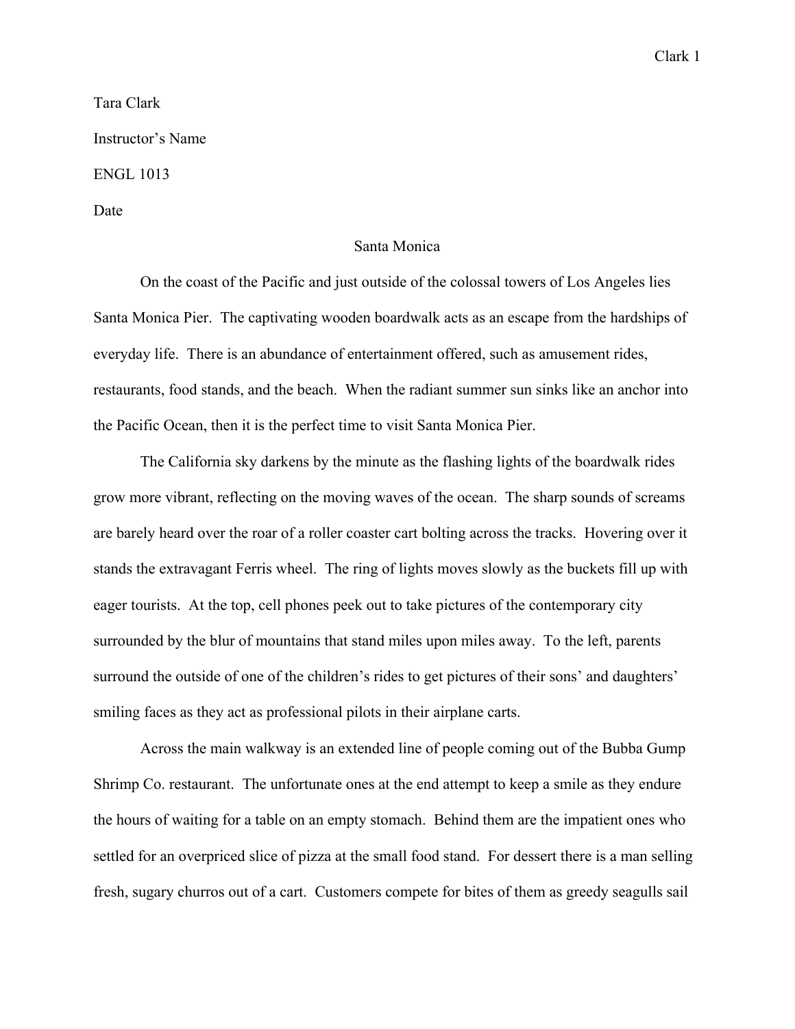Tara Clark

Instructor's Name

ENGL 1013

Date

# Santa Monica

On the coast of the Pacific and just outside of the colossal towers of Los Angeles lies Santa Monica Pier. The captivating wooden boardwalk acts as an escape from the hardships of everyday life. There is an abundance of entertainment offered, such as amusement rides, restaurants, food stands, and the beach. When the radiant summer sun sinks like an anchor into the Pacific Ocean, then it is the perfect time to visit Santa Monica Pier.

The California sky darkens by the minute as the flashing lights of the boardwalk rides grow more vibrant, reflecting on the moving waves of the ocean. The sharp sounds of screams are barely heard over the roar of a roller coaster cart bolting across the tracks. Hovering over it stands the extravagant Ferris wheel. The ring of lights moves slowly as the buckets fill up with eager tourists. At the top, cell phones peek out to take pictures of the contemporary city surrounded by the blur of mountains that stand miles upon miles away. To the left, parents surround the outside of one of the children's rides to get pictures of their sons' and daughters' smiling faces as they act as professional pilots in their airplane carts.

Across the main walkway is an extended line of people coming out of the Bubba Gump Shrimp Co. restaurant. The unfortunate ones at the end attempt to keep a smile as they endure the hours of waiting for a table on an empty stomach. Behind them are the impatient ones who settled for an overpriced slice of pizza at the small food stand. For dessert there is a man selling fresh, sugary churros out of a cart. Customers compete for bites of them as greedy seagulls sail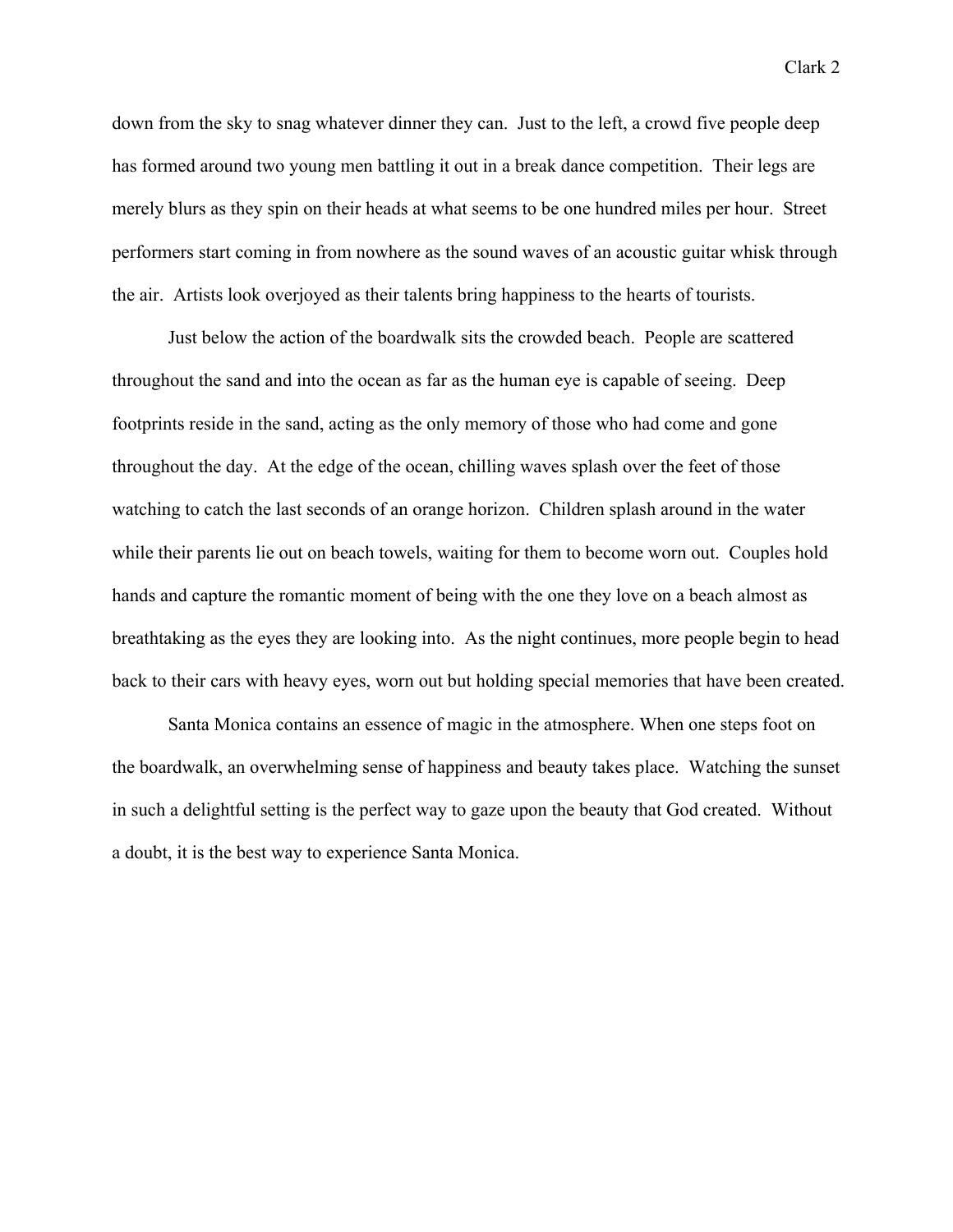down from the sky to snag whatever dinner they can. Just to the left, a crowd five people deep has formed around two young men battling it out in a break dance competition. Their legs are merely blurs as they spin on their heads at what seems to be one hundred miles per hour. Street performers start coming in from nowhere as the sound waves of an acoustic guitar whisk through the air. Artists look overjoyed as their talents bring happiness to the hearts of tourists.

Just below the action of the boardwalk sits the crowded beach. People are scattered throughout the sand and into the ocean as far as the human eye is capable of seeing. Deep footprints reside in the sand, acting as the only memory of those who had come and gone throughout the day. At the edge of the ocean, chilling waves splash over the feet of those watching to catch the last seconds of an orange horizon. Children splash around in the water while their parents lie out on beach towels, waiting for them to become worn out. Couples hold hands and capture the romantic moment of being with the one they love on a beach almost as breathtaking as the eyes they are looking into. As the night continues, more people begin to head back to their cars with heavy eyes, worn out but holding special memories that have been created.

Santa Monica contains an essence of magic in the atmosphere. When one steps foot on the boardwalk, an overwhelming sense of happiness and beauty takes place. Watching the sunset in such a delightful setting is the perfect way to gaze upon the beauty that God created. Without a doubt, it is the best way to experience Santa Monica.